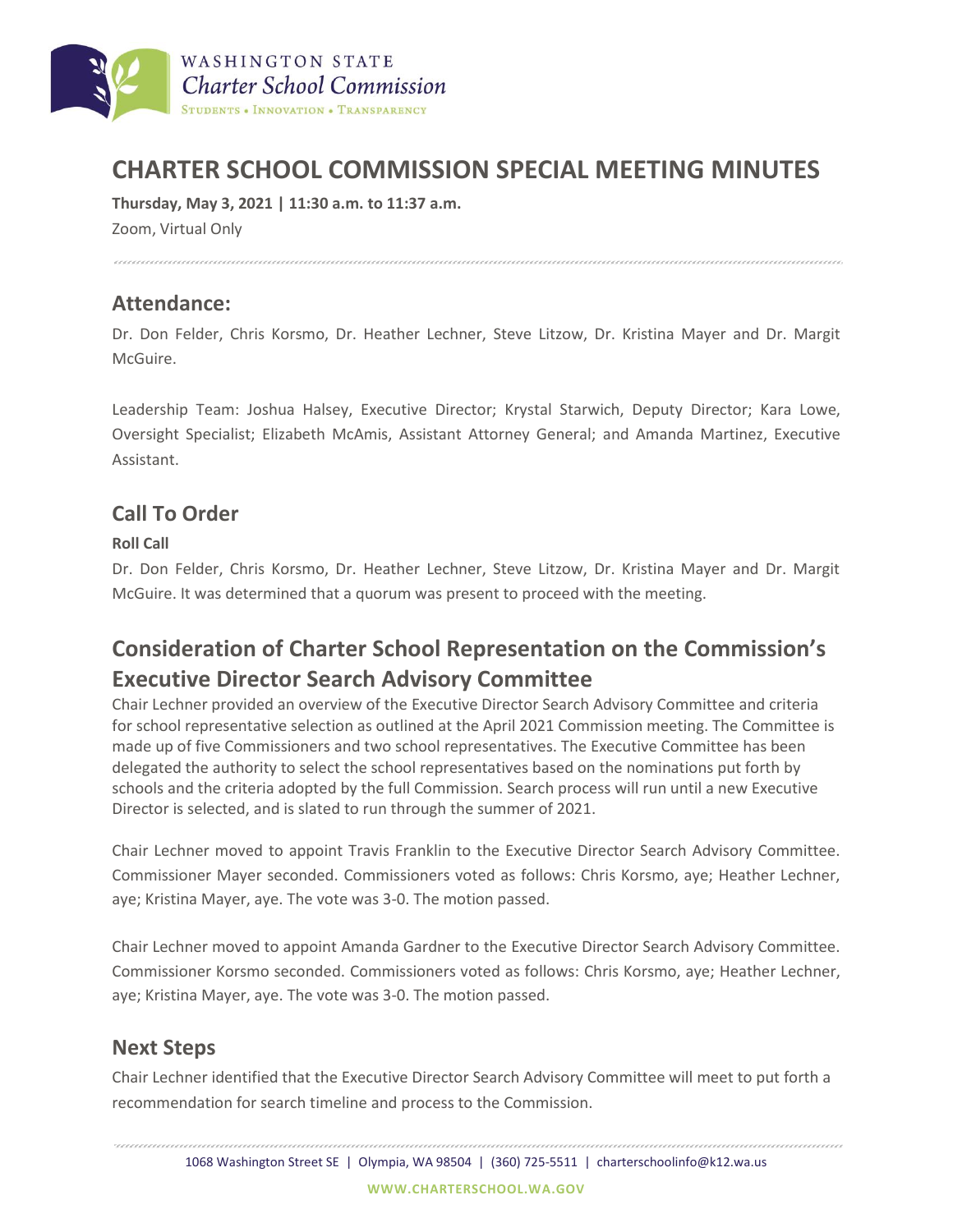# CHARTER SCHOOL COMMISSION SPECIAL MEETING MINUTES

**Thursday, May 3, 2021 | 11:30 a.m. to 11:37 a.m.**

Zoom, Virtual Only

## Attendance:

Dr. Don Felder, Chris Korsmo, Dr. Heather Lechner, Steve Litzow, Dr. Kristina Mayer and Dr. Margit McGuire.

Leadership Team: Joshua Halsey, Executive Director; Krystal Starwich, Deputy Director; Kara Lowe, Oversight Specialist; Elizabeth McAmis, Assistant Attorney General; and Amanda Martinez, Executive Assistant.

## Call To Order

**Roll Call**

Dr. Don Felder, Chris Korsmo, Dr. Heather Lechner, Steve Litzow, Dr. Kristina Mayer and Dr. Margit McGuire. It was determined that a quorum was present to proceed with the meeting.

## Consideration of Charter School Representation on the Commission's Executive Director Search Advisory Committee

Chair Lechner provided an overview of the Executive Director Search Advisory Committee and criteria for school representative selection as outlined at the April 2021 Commission meeting. The Committee is made up of five Commissioners and two school representatives. The Executive Committee has been delegated the authority to select the school representatives based on the nominations put forth by schools and the criteria adopted by the full Commission. Search process will run until a new Executive Director is selected, and is slated to run through the summer of 2021.

Chair Lechner moved to appoint Travis Franklin to the Executive Director Search Advisory Committee. Commissioner Mayer seconded. Commissioners voted as follows: Chris Korsmo, aye; Heather Lechner, aye; Kristina Mayer, aye. The vote was 3-0. The motion passed.

Chair Lechner moved to appoint Amanda Gardner to the Executive Director Search Advisory Committee. Commissioner Korsmo seconded. Commissioners voted as follows: Chris Korsmo, aye; Heather Lechner, aye; Kristina Mayer, aye. The vote was 3-0. The motion passed.

## Next Steps

Chair Lechner identified that the Executive Director Search Advisory Committee will meet to put forth a recommendation for search timeline and process to the Commission.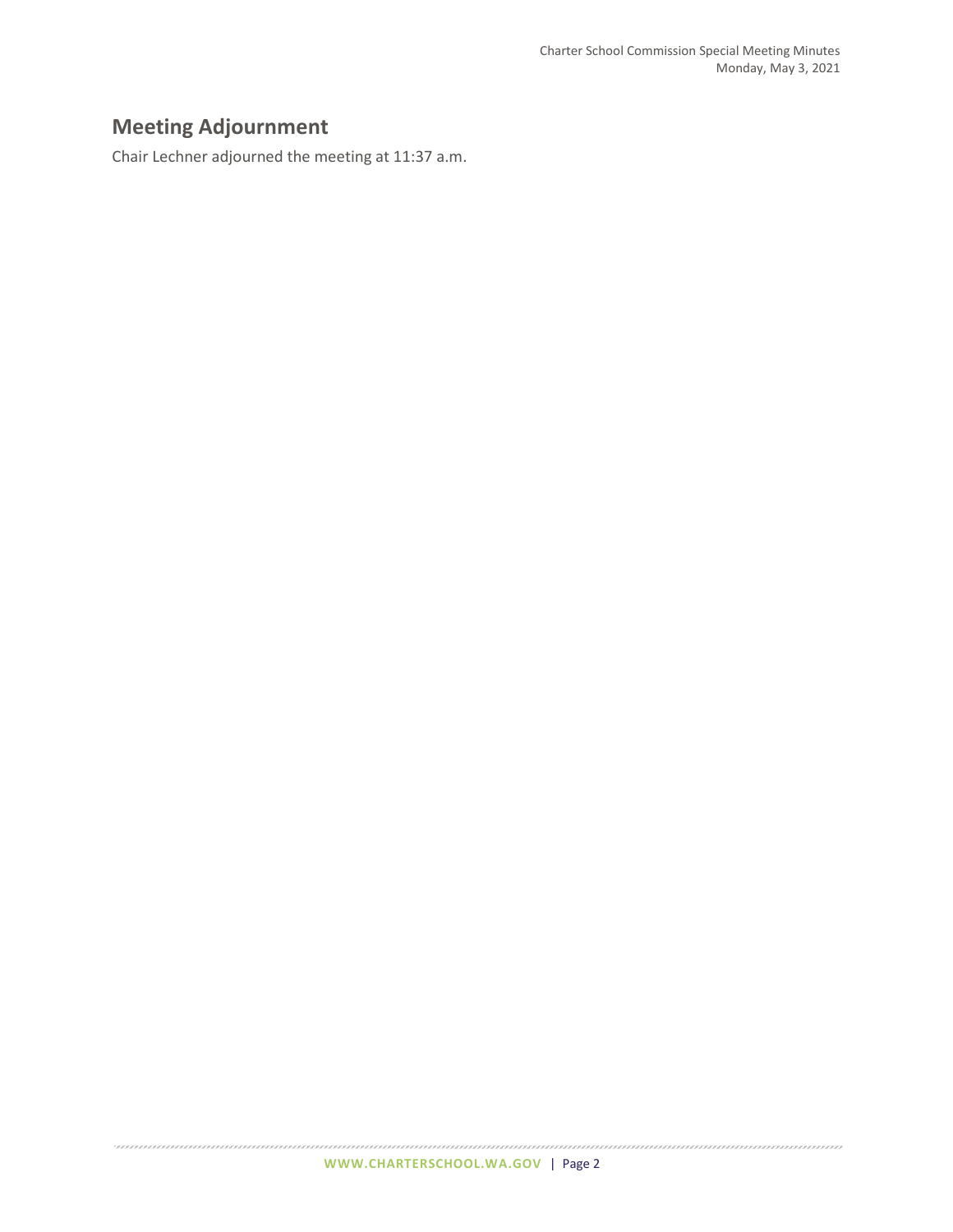## Meeting Adjournment

Chair Lechner adjourned the meeting at 11:37 a.m.